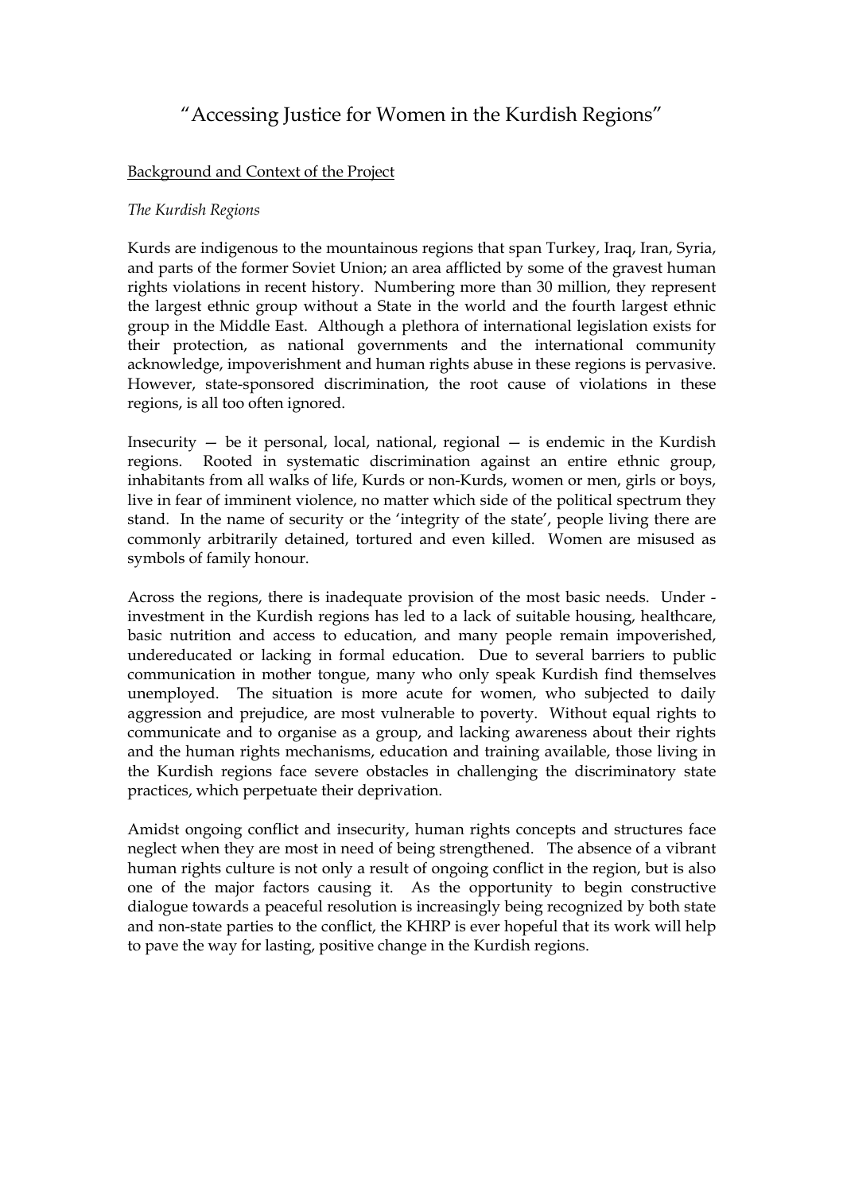# "Accessing Justice for Women in the Kurdish Regions"

<u>Background and Context of the Project</u>

*The Kurdish Regions*

Kurds are indigenous to the mountainous regions that span Turkey, Iraq, Iran, Syria, and parts of the former Soviet Union; an area afflicted by some of the gravest human rights violations in recent history. Numbering more than 30 million, they represent the largest ethnic group without a State in the world and the fourth largest ethnic group in the Middle East. Although a plethora of international legislation exists for their protection, as national governments and the international community acknowledge, impoverishment and human rights abuse in these regions is pervasive. However, state-sponsored discrimination, the root cause of violations in these regions, is all too often ignored.

Insecurity — be it personal, local, national, regional — is endemic in the Kurdish regions. Rooted in systematic discrimination against an entire ethnic group, inhabitants from all walks of life, Kurds or non-Kurds, women or men, girls or boys, live in fear of imminent violence, no matter which side of the political spectrum they stand. In the name of security or the 'integrity of the state', people living there are commonly arbitrarily detained, tortured and even killed. Women are misused as symbols of family honour.

Across the regions, there is inadequate provision of the most basic needs. Under - investment in the Kurdish regions has led to a lack of suitable housing, healthcare, basic nutrition and access to education, and many people remain impoverished, undereducated or lacking in formal education. Due to several barriers to public communication in mother tongue, many who only speak Kurdish find themselves unemployed. The situation is more acute for women, who subjected to daily aggression and prejudice, are most vulnerable to poverty. Without equal rights to communicate and to organise as a group, and lacking awareness about their rights and the human rights mechanisms, education and training available, those living in the Kurdish regions face severe obstacles in challenging the discriminatory state practices, which perpetuate their deprivation.

Amidst ongoing conflict and insecurity, human rights concepts and structures face neglect when they are most in need of being strengthened. The absence of a vibrant human rights culture is not only a result of ongoing conflict in the region, but is also one of the major factors causing it. As the opportunity to begin constructive dialogue towards a peaceful resolution is increasingly being recognized by both state and non-state parties to the conflict, the KHRP is ever hopeful that its work will help to pave the way for lasting, positive change in the Kurdish regions.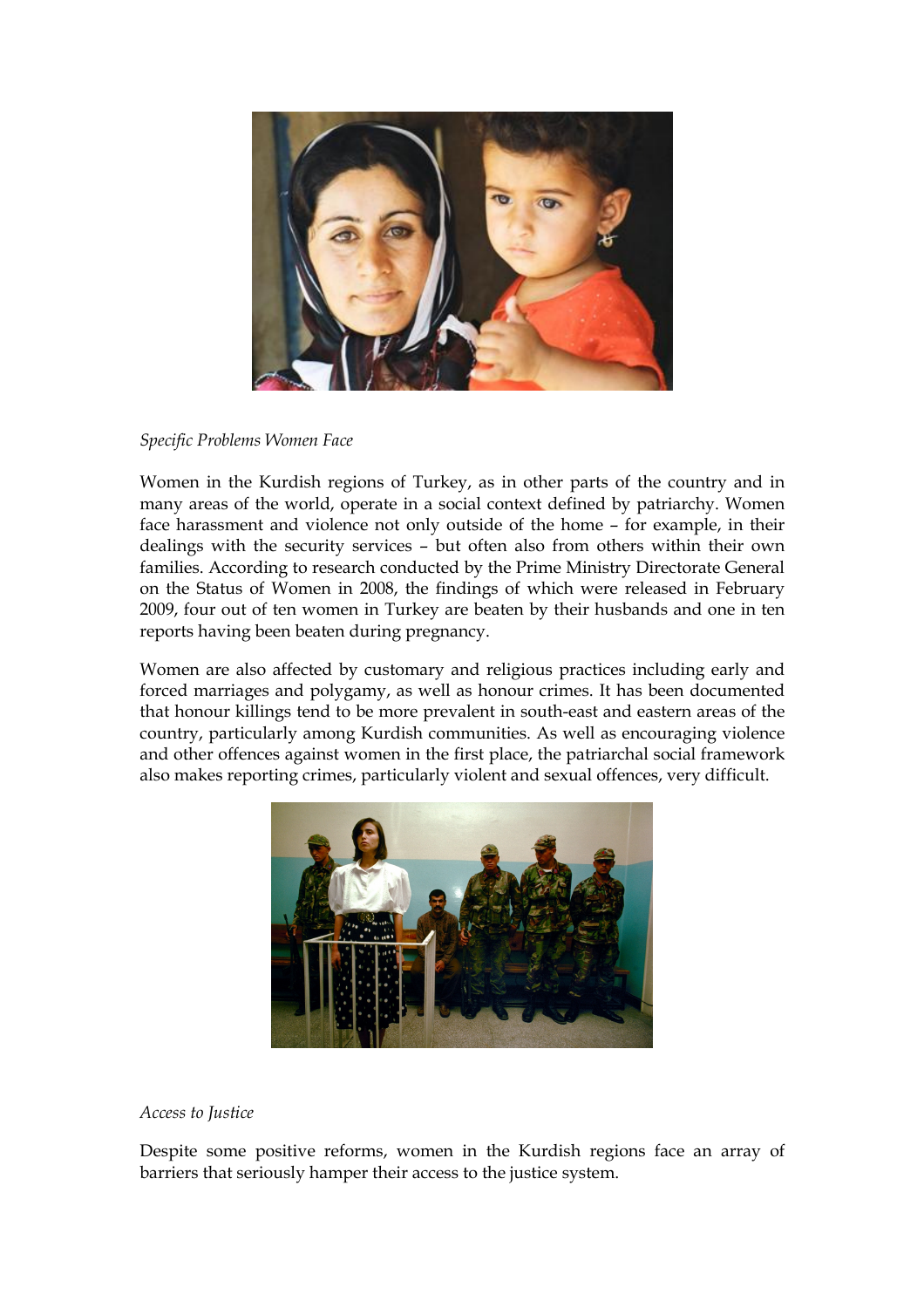*Specific Problems Women Face*

Women in the Kurdish regions of Turkey, as in other parts of the country and in many areas of the world, operate in a social context defined by patriarchy. Women face harassment and violence not only outside of the home – for example, in their dealings with the security services – but often also from others within their own families. According to research conducted by the Prime Ministry Directorate General on the Status of Women in 2008, the findings of which were released in February 2009, four out of ten women in Turkey are beaten by their husbands and one in ten reports having been beaten during pregnancy.

Women are also affected by customary and religious practices including early and forced marriages and polygamy, as well as honour crimes. It has been documented that honour killings tend to be more prevalent in south-east and eastern areas of the country, particularly among Kurdish communities. As well as encouraging violence and other offences against women in the first place, the patriarchal social framework also makes reporting crimes, particularly violent and sexual offences, very difficult.

*Access to Justice*

Despite some positive reforms, women in the Kurdish regions face an array of barriers that seriously hamper their access to the justice system.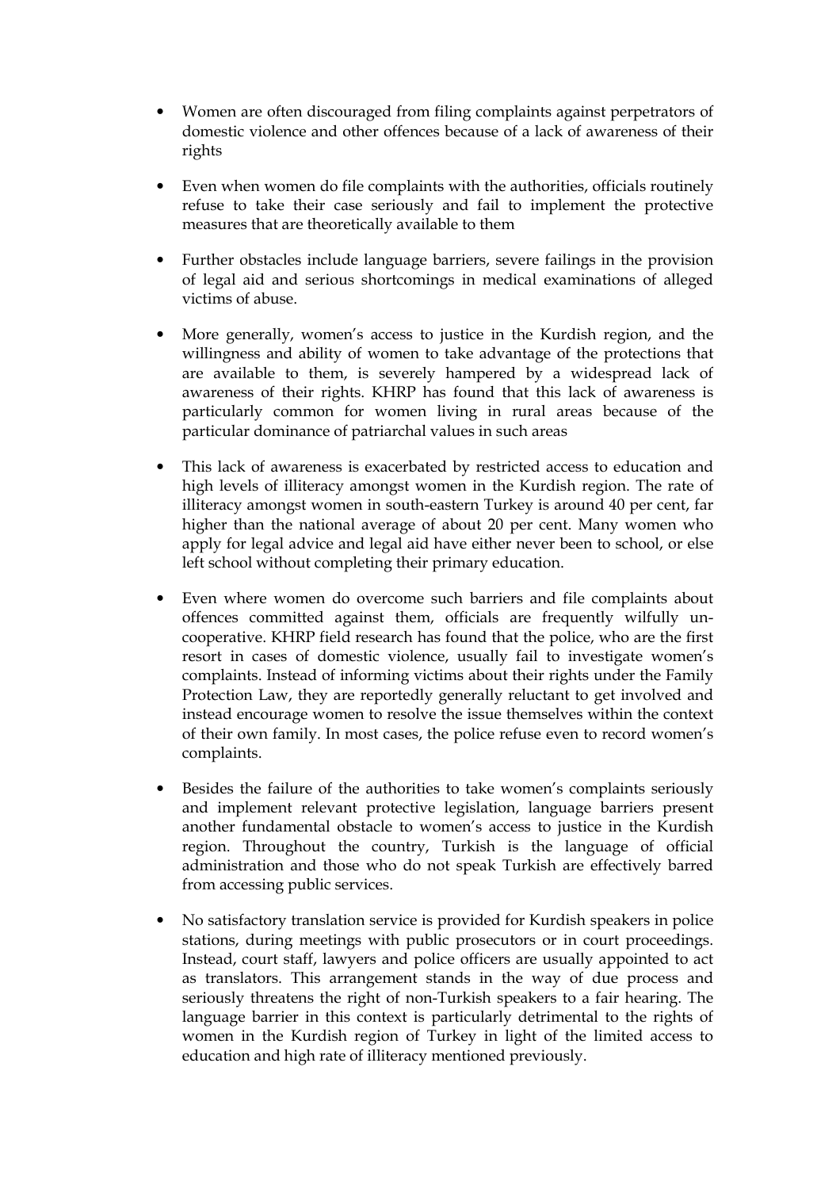- Women are often discouraged from filing complaints against perpetrators of domestic violence and other offences because of a lack of awareness of their rights

- Even when women do file complaints with the authorities, officials routinely refuse to take their case seriously and fail to implement the protective measures that are theoretically available to them

- Further obstacles include language barriers, severe failings in the provision of legal aid and serious shortcomings in medical examinations of alleged victims of abuse.

- More generally, women's access to justice in the Kurdish region, and the willingness and ability of women to take advantage of the protections that are available to them, is severely hampered by a widespread lack of awareness of their rights. KHRP has found that this lack of awareness is particularly common for women living in rural areas because of the particular dominance of patriarchal values in such areas

- This lack of awareness is exacerbated by restricted access to education and high levels of illiteracy amongst women in the Kurdish region. The rate of illiteracy amongst women in south-eastern Turkey is around 40 per cent, far higher than the national average of about 20 per cent. Many women who apply for legal advice and legal aid have either never been to school, or else left school without completing their primary education.

- Even where women do overcome such barriers and file complaints about offences committed against them, officials are frequently wilfully un-cooperative. KHRP field research has found that the police, who are the first resort in cases of domestic violence, usually fail to investigate women's complaints. Instead of informing victims about their rights under the Family Protection Law, they are reportedly generally reluctant to get involved and instead encourage women to resolve the issue themselves within the context of their own family. In most cases, the police refuse even to record women's complaints.

- Besides the failure of the authorities to take women's complaints seriously and implement relevant protective legislation, language barriers present another fundamental obstacle to women's access to justice in the Kurdish region. Throughout the country, Turkish is the language of official administration and those who do not speak Turkish are effectively barred from accessing public services.

- No satisfactory translation service is provided for Kurdish speakers in police stations, during meetings with public prosecutors or in court proceedings. Instead, court staff, lawyers and police officers are usually appointed to act as translators. This arrangement stands in the way of due process and seriously threatens the right of non-Turkish speakers to a fair hearing. The language barrier in this context is particularly detrimental to the rights of women in the Kurdish region of Turkey in light of the limited access to education and high rate of illiteracy mentioned previously.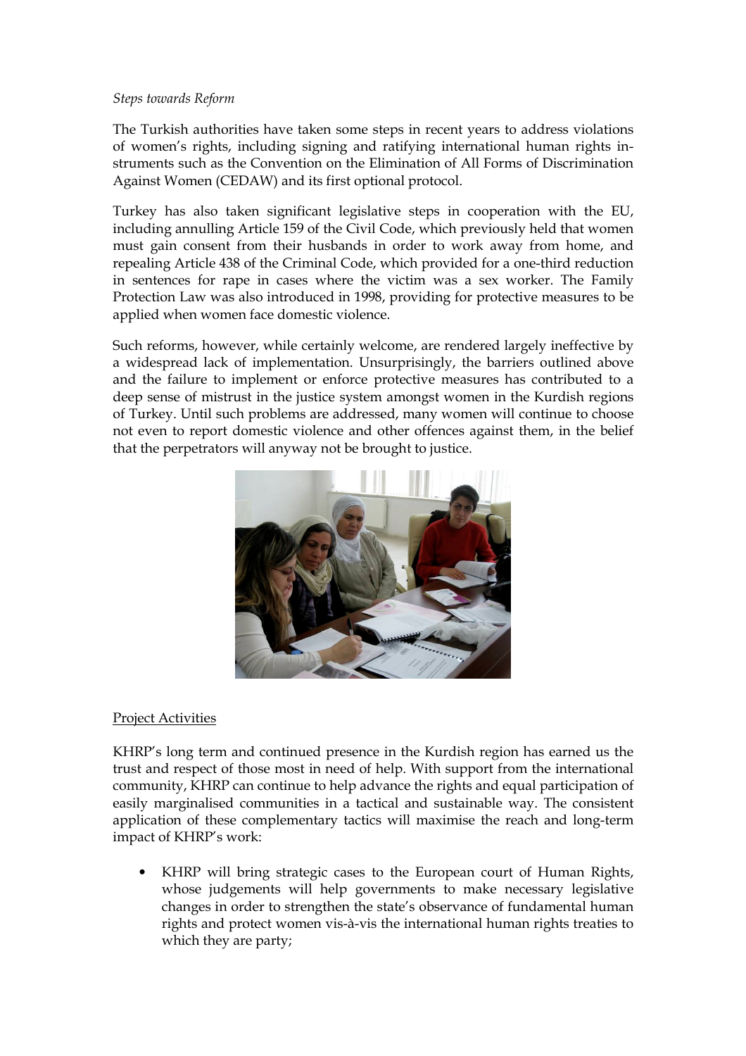*Steps towards Reform*

The Turkish authorities have taken some steps in recent years to address violations of women's rights, including signing and ratifying international human rights instruments such as the Convention on the Elimination of All Forms of Discrimination Against Women (CEDAW) and its first optional protocol.

Turkey has also taken significant legislative steps in cooperation with the EU, including annulling Article 159 of the Civil Code, which previously held that women must gain consent from their husbands in order to work away from home, and repealing Article 438 of the Criminal Code, which provided for a one-third reduction in sentences for rape in cases where the victim was a sex worker. The Family Protection Law was also introduced in 1998, providing for protective measures to be applied when women face domestic violence.

Such reforms, however, while certainly welcome, are rendered largely ineffective by a widespread lack of implementation. Unsurprisingly, the barriers outlined above and the failure to implement or enforce protective measures has contributed to a deep sense of mistrust in the justice system amongst women in the Kurdish regions of Turkey. Until such problems are addressed, many women will continue to choose not even to report domestic violence and other offences against them, in the belief that the perpetrators will anyway not be brought to justice.

Project Activities

KHRP's long term and continued presence in the Kurdish region has earned us the trust and respect of those most in need of help. With support from the international community, KHRP can continue to help advance the rights and equal participation of easily marginalised communities in a tactical and sustainable way. The consistent application of these complementary tactics will maximise the reach and long-term impact of KHRP's work:

- KHRP will bring strategic cases to the European court of Human Rights, whose judgements will help governments to make necessary legislative changes in order to strengthen the state's observance of fundamental human rights and protect women vis-à-vis the international human rights treaties to which they are party;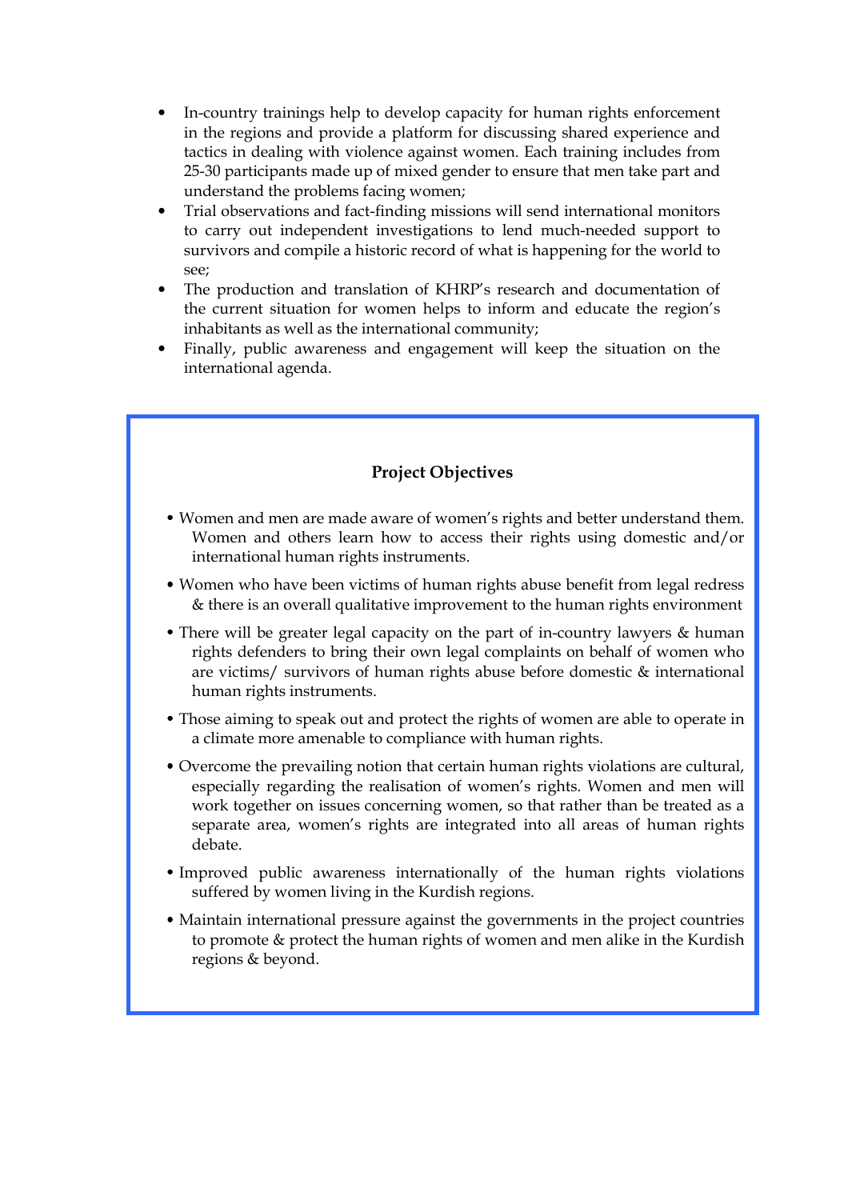- In-country trainings help to develop capacity for human rights enforcement in the regions and provide a platform for discussing shared experience and tactics in dealing with violence against women. Each training includes from 25-30 participants made up of mixed gender to ensure that men take part and understand the problems facing women;
- Trial observations and fact-finding missions will send international monitors to carry out independent investigations to lend much-needed support to survivors and compile a historic record of what is happening for the world to see;
- The production and translation of KHRP's research and documentation of the current situation for women helps to inform and educate the region's inhabitants as well as the international community;
- Finally, public awareness and engagement will keep the situation on the international agenda.

**Project Objectives**

- Women and men are made aware of women's rights and better understand them. Women and others learn how to access their rights using domestic and/or international human rights instruments.
- Women who have been victims of human rights abuse benefit from legal redress & there is an overall qualitative improvement to the human rights environment
- There will be greater legal capacity on the part of in-country lawyers & human rights defenders to bring their own legal complaints on behalf of women who are victims/ survivors of human rights abuse before domestic & international human rights instruments.
- Those aiming to speak out and protect the rights of women are able to operate in a climate more amenable to compliance with human rights.
- Overcome the prevailing notion that certain human rights violations are cultural, especially regarding the realisation of women's rights. Women and men will work together on issues concerning women, so that rather than be treated as a separate area, women's rights are integrated into all areas of human rights debate.
- Improved public awareness internationally of the human rights violations suffered by women living in the Kurdish regions.
- Maintain international pressure against the governments in the project countries to promote & protect the human rights of women and men alike in the Kurdish regions & beyond.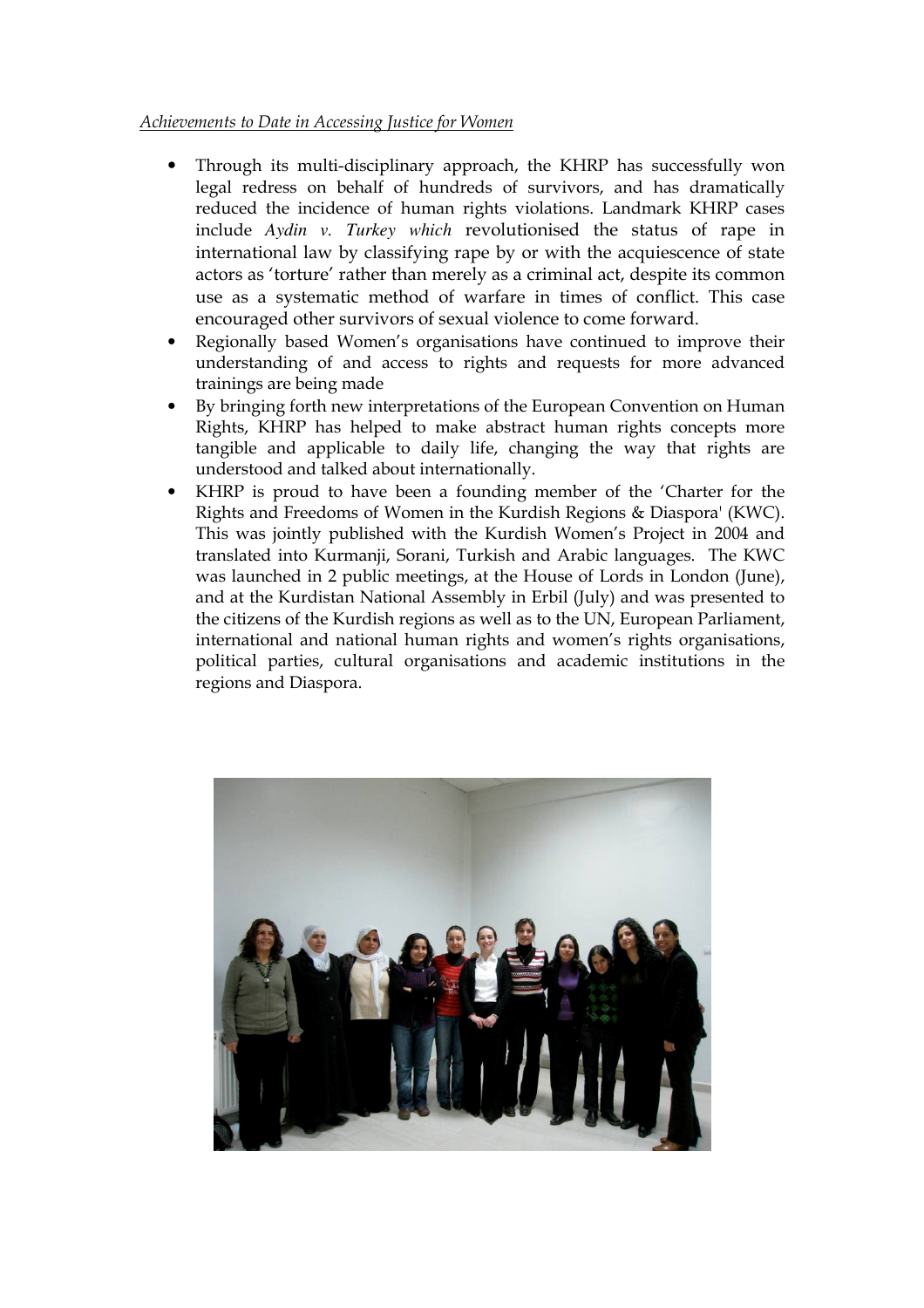*Achievements to Date in Accessing Justice for Women*

- Through its multi-disciplinary approach, the KHRP has successfully won legal redress on behalf of hundreds of survivors, and has dramatically reduced the incidence of human rights violations. Landmark KHRP cases include *Aydin v. Turkey which* revolutionised the status of rape in international law by classifying rape by or with the acquiescence of state actors as 'torture' rather than merely as a criminal act, despite its common use as a systematic method of warfare in times of conflict. This case encouraged other survivors of sexual violence to come forward.
- Regionally based Women's organisations have continued to improve their understanding of and access to rights and requests for more advanced trainings are being made
- By bringing forth new interpretations of the European Convention on Human Rights, KHRP has helped to make abstract human rights concepts more tangible and applicable to daily life, changing the way that rights are understood and talked about internationally.
- KHRP is proud to have been a founding member of the 'Charter for the Rights and Freedoms of Women in the Kurdish Regions & Diaspora' (KWC). This was jointly published with the Kurdish Women's Project in 2004 and translated into Kurmanji, Sorani, Turkish and Arabic languages. The KWC was launched in 2 public meetings, at the House of Lords in London (June), and at the Kurdistan National Assembly in Erbil (July) and was presented to the citizens of the Kurdish regions as well as to the UN, European Parliament, international and national human rights and women's rights organisations, political parties, cultural organisations and academic institutions in the regions and Diaspora.